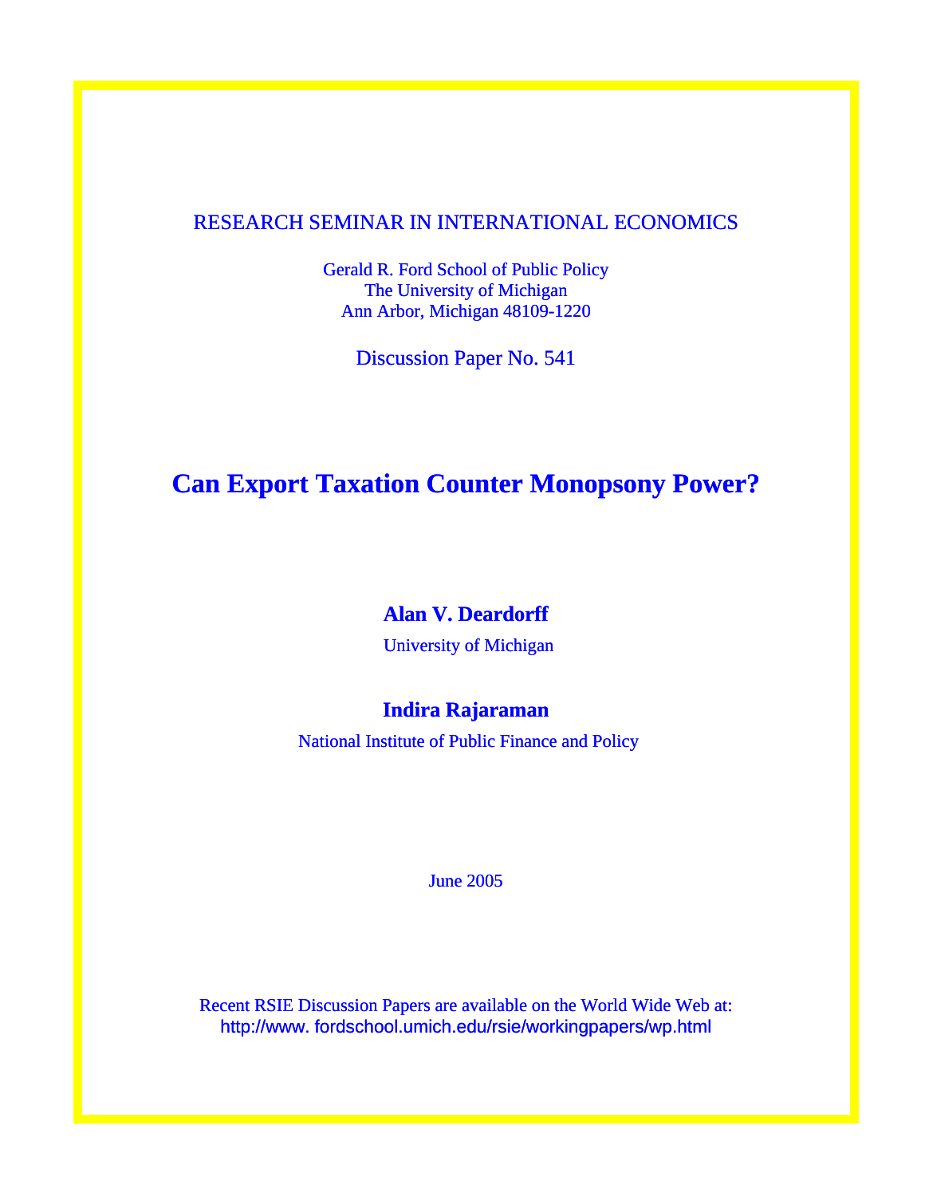RESEARCH SEMINAR IN INTERNATIONAL ECONOMICS

Gerald R. Ford School of Public Policy
The University of Michigan
Ann Arbor, Michigan 48109-1220

Discussion Paper No. 541

# Can Export Taxation Counter Monopsony Power?

**Alan V. Deardorff**

University of Michigan

**Indira Rajaraman**

National Institute of Public Finance and Policy

June 2005

Recent RSIE Discussion Papers are available on the World Wide Web at:
http://www. fordschool.umich.edu/rsie/workingpapers/wp.html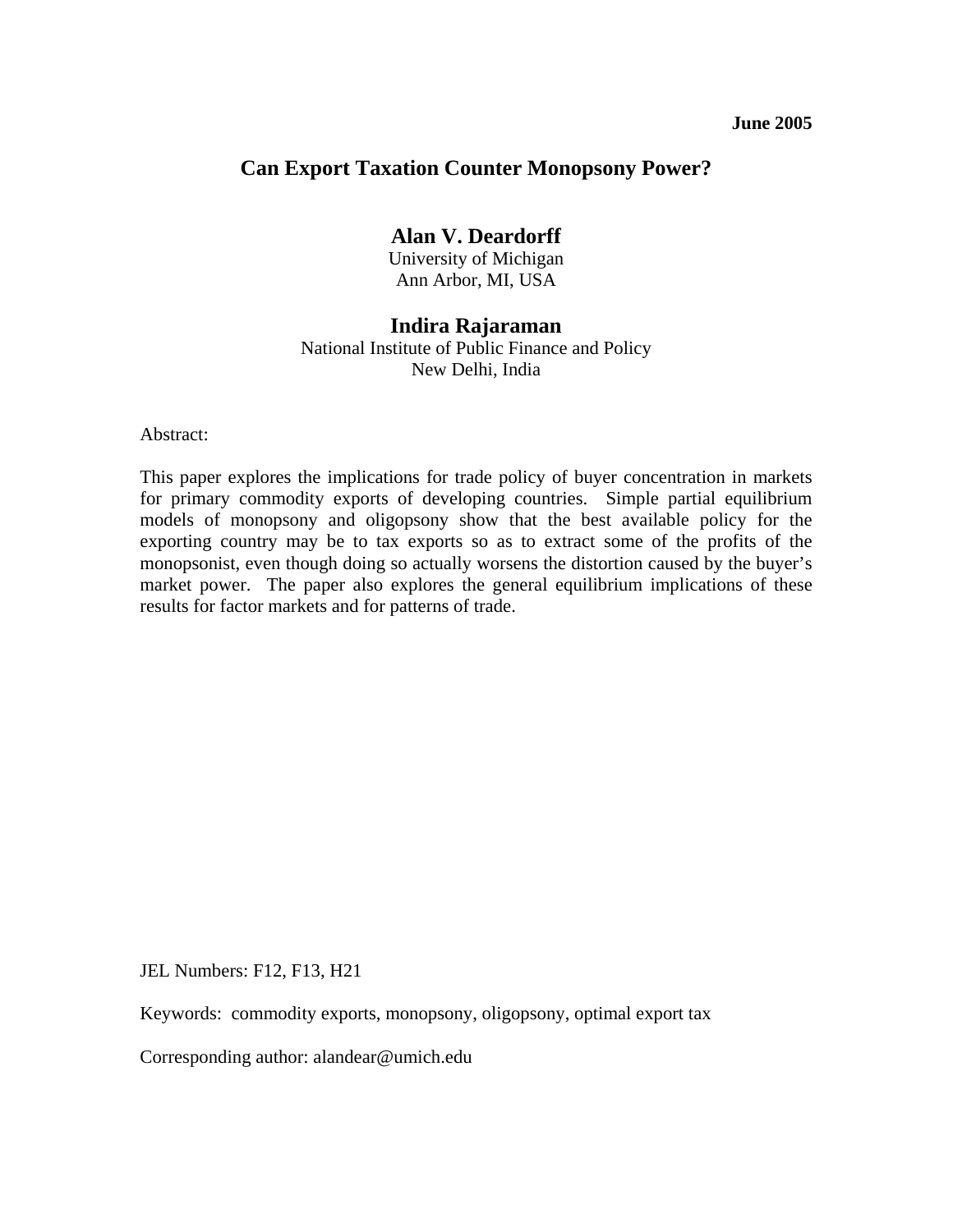**June 2005**

# Can Export Taxation Counter Monopsony Power?

**Alan V. Deardorff**
University of Michigan
Ann Arbor, MI, USA

**Indira Rajaraman**
National Institute of Public Finance and Policy
New Delhi, India

Abstract:

This paper explores the implications for trade policy of buyer concentration in markets for primary commodity exports of developing countries. Simple partial equilibrium models of monopsony and oligopsony show that the best available policy for the exporting country may be to tax exports so as to extract some of the profits of the monopsonist, even though doing so actually worsens the distortion caused by the buyer's market power. The paper also explores the general equilibrium implications of these results for factor markets and for patterns of trade.

JEL Numbers: F12, F13, H21

Keywords: commodity exports, monopsony, oligopsony, optimal export tax

Corresponding author: alandear@umich.edu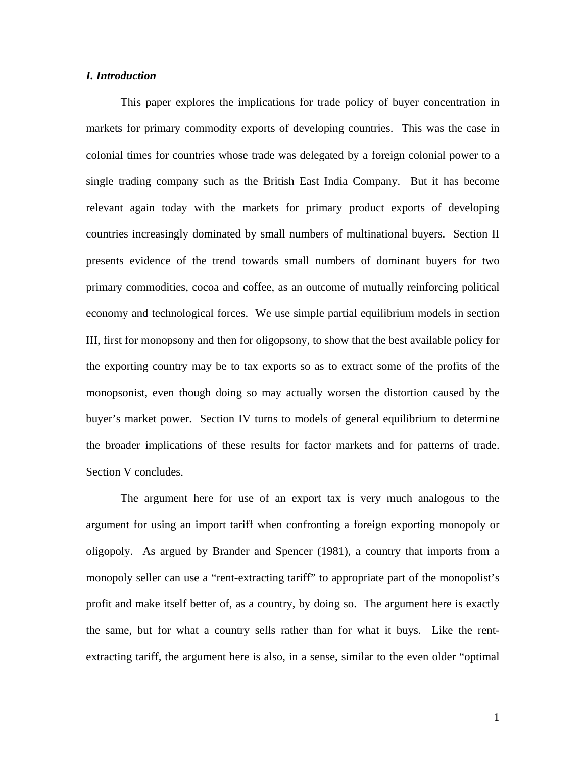### *I. Introduction*

This paper explores the implications for trade policy of buyer concentration in markets for primary commodity exports of developing countries. This was the case in colonial times for countries whose trade was delegated by a foreign colonial power to a single trading company such as the British East India Company. But it has become relevant again today with the markets for primary product exports of developing countries increasingly dominated by small numbers of multinational buyers. Section II presents evidence of the trend towards small numbers of dominant buyers for two primary commodities, cocoa and coffee, as an outcome of mutually reinforcing political economy and technological forces. We use simple partial equilibrium models in section III, first for monopsony and then for oligopsony, to show that the best available policy for the exporting country may be to tax exports so as to extract some of the profits of the monopsonist, even though doing so may actually worsen the distortion caused by the buyer's market power. Section IV turns to models of general equilibrium to determine the broader implications of these results for factor markets and for patterns of trade. Section V concludes.

The argument here for use of an export tax is very much analogous to the argument for using an import tariff when confronting a foreign exporting monopoly or oligopoly. As argued by Brander and Spencer (1981), a country that imports from a monopoly seller can use a "rent-extracting tariff" to appropriate part of the monopolist's profit and make itself better of, as a country, by doing so. The argument here is exactly the same, but for what a country sells rather than for what it buys. Like the rent-extracting tariff, the argument here is also, in a sense, similar to the even older "optimal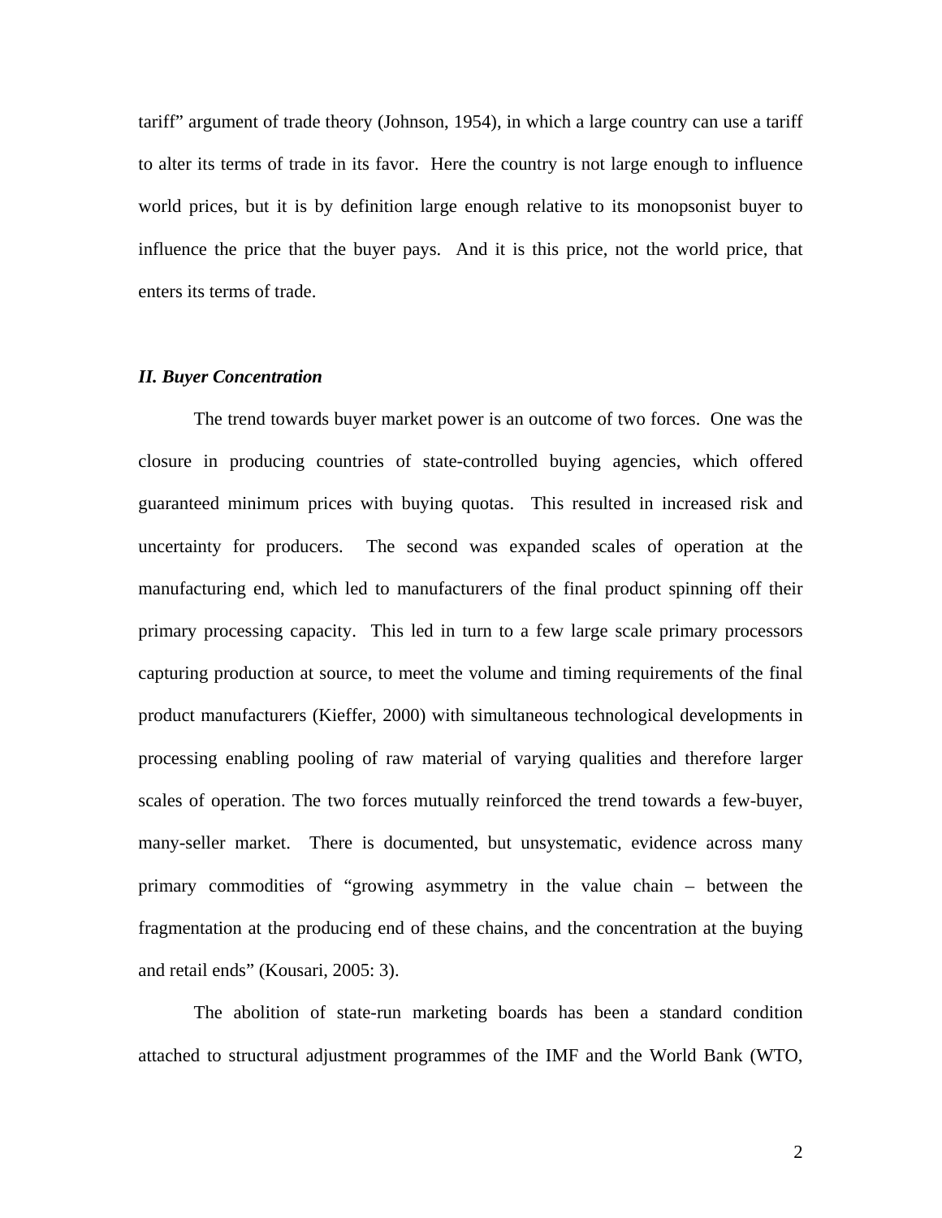tariff" argument of trade theory (Johnson, 1954), in which a large country can use a tariff to alter its terms of trade in its favor. Here the country is not large enough to influence world prices, but it is by definition large enough relative to its monopsonist buyer to influence the price that the buyer pays. And it is this price, not the world price, that enters its terms of trade.

### *II. Buyer Concentration*

The trend towards buyer market power is an outcome of two forces. One was the closure in producing countries of state-controlled buying agencies, which offered guaranteed minimum prices with buying quotas. This resulted in increased risk and uncertainty for producers. The second was expanded scales of operation at the manufacturing end, which led to manufacturers of the final product spinning off their primary processing capacity. This led in turn to a few large scale primary processors capturing production at source, to meet the volume and timing requirements of the final product manufacturers (Kieffer, 2000) with simultaneous technological developments in processing enabling pooling of raw material of varying qualities and therefore larger scales of operation. The two forces mutually reinforced the trend towards a few-buyer, many-seller market. There is documented, but unsystematic, evidence across many primary commodities of "growing asymmetry in the value chain – between the fragmentation at the producing end of these chains, and the concentration at the buying and retail ends" (Kousari, 2005: 3).

The abolition of state-run marketing boards has been a standard condition attached to structural adjustment programmes of the IMF and the World Bank (WTO,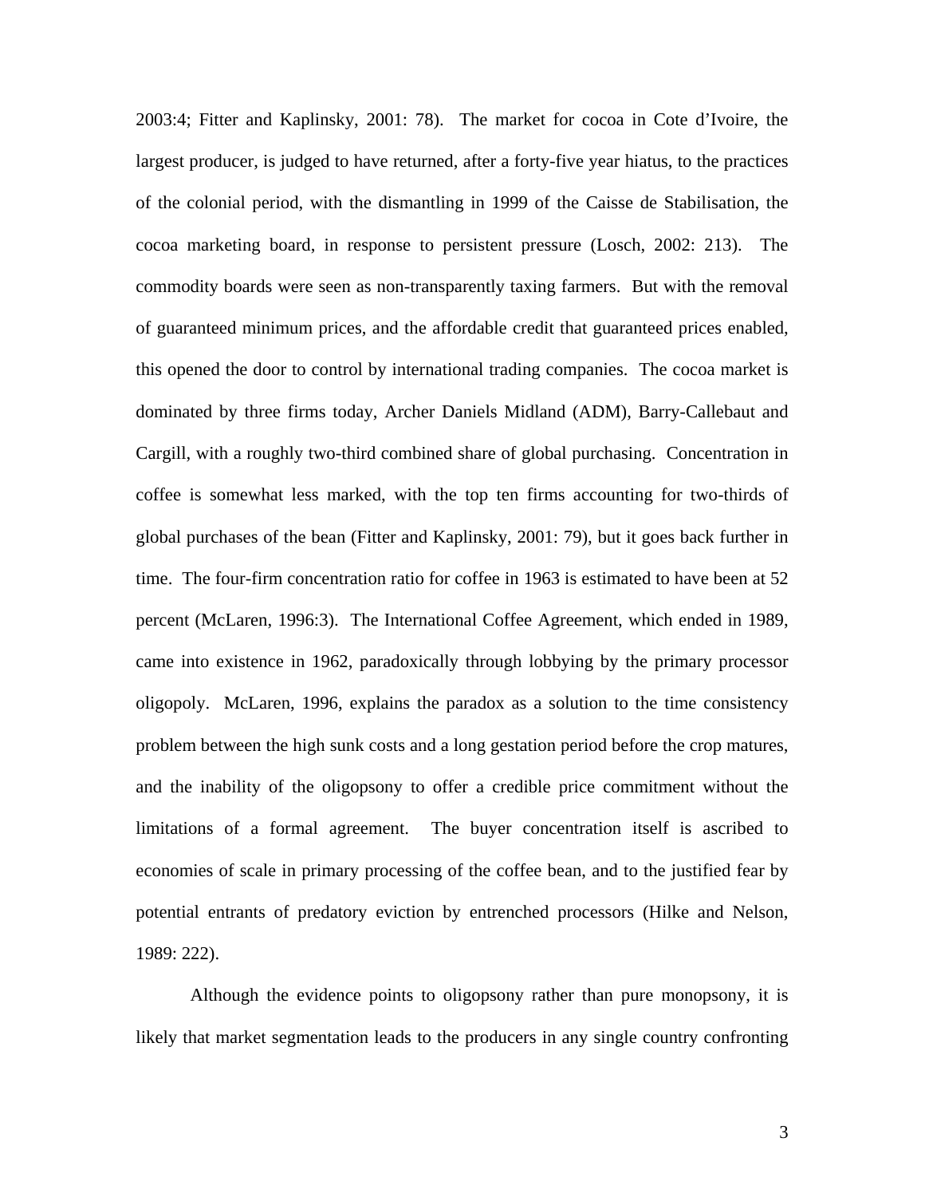2003:4; Fitter and Kaplinsky, 2001: 78). The market for cocoa in Cote d'Ivoire, the largest producer, is judged to have returned, after a forty-five year hiatus, to the practices of the colonial period, with the dismantling in 1999 of the Caisse de Stabilisation, the cocoa marketing board, in response to persistent pressure (Losch, 2002: 213). The commodity boards were seen as non-transparently taxing farmers. But with the removal of guaranteed minimum prices, and the affordable credit that guaranteed prices enabled, this opened the door to control by international trading companies. The cocoa market is dominated by three firms today, Archer Daniels Midland (ADM), Barry-Callebaut and Cargill, with a roughly two-third combined share of global purchasing. Concentration in coffee is somewhat less marked, with the top ten firms accounting for two-thirds of global purchases of the bean (Fitter and Kaplinsky, 2001: 79), but it goes back further in time. The four-firm concentration ratio for coffee in 1963 is estimated to have been at 52 percent (McLaren, 1996:3). The International Coffee Agreement, which ended in 1989, came into existence in 1962, paradoxically through lobbying by the primary processor oligopoly. McLaren, 1996, explains the paradox as a solution to the time consistency problem between the high sunk costs and a long gestation period before the crop matures, and the inability of the oligopsony to offer a credible price commitment without the limitations of a formal agreement. The buyer concentration itself is ascribed to economies of scale in primary processing of the coffee bean, and to the justified fear by potential entrants of predatory eviction by entrenched processors (Hilke and Nelson, 1989: 222).

Although the evidence points to oligopsony rather than pure monopsony, it is likely that market segmentation leads to the producers in any single country confronting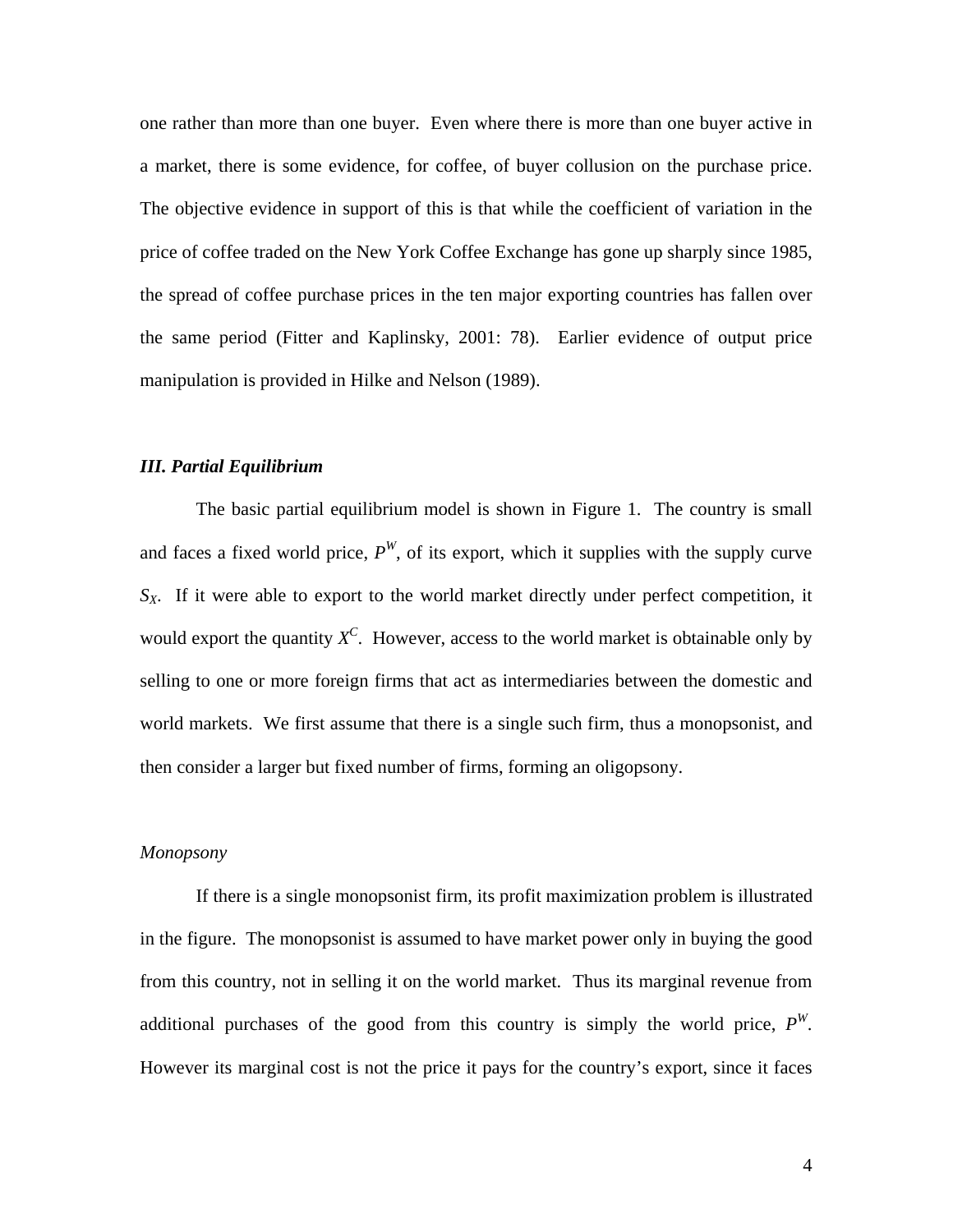one rather than more than one buyer. Even where there is more than one buyer active in a market, there is some evidence, for coffee, of buyer collusion on the purchase price. The objective evidence in support of this is that while the coefficient of variation in the price of coffee traded on the New York Coffee Exchange has gone up sharply since 1985, the spread of coffee purchase prices in the ten major exporting countries has fallen over the same period (Fitter and Kaplinsky, 2001: 78). Earlier evidence of output price manipulation is provided in Hilke and Nelson (1989).

### *III. Partial Equilibrium*

The basic partial equilibrium model is shown in Figure 1. The country is small and faces a fixed world price, $P^W$, of its export, which it supplies with the supply curve $S_X$. If it were able to export to the world market directly under perfect competition, it would export the quantity $X^C$. However, access to the world market is obtainable only by selling to one or more foreign firms that act as intermediaries between the domestic and world markets. We first assume that there is a single such firm, thus a monopsonist, and then consider a larger but fixed number of firms, forming an oligopsony.

#### *Monopsony*

If there is a single monopsonist firm, its profit maximization problem is illustrated in the figure. The monopsonist is assumed to have market power only in buying the good from this country, not in selling it on the world market. Thus its marginal revenue from additional purchases of the good from this country is simply the world price, $P^W$. However its marginal cost is not the price it pays for the country's export, since it faces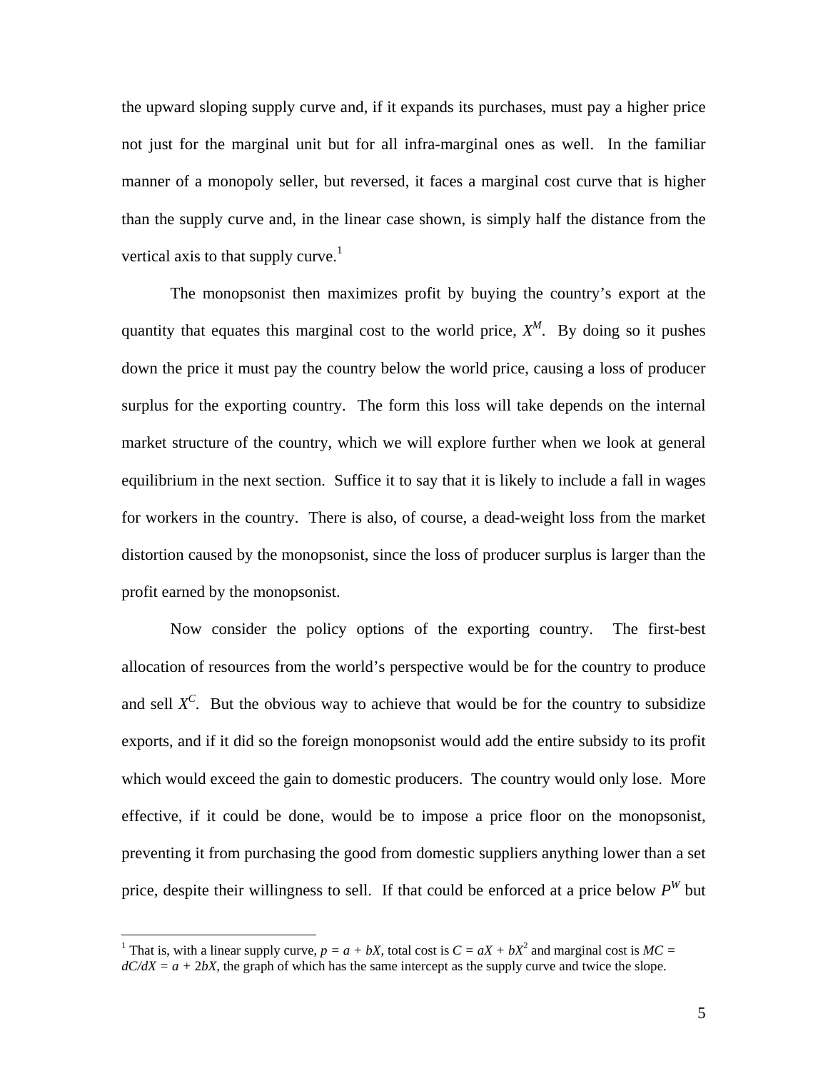the upward sloping supply curve and, if it expands its purchases, must pay a higher price not just for the marginal unit but for all infra-marginal ones as well. In the familiar manner of a monopoly seller, but reversed, it faces a marginal cost curve that is higher than the supply curve and, in the linear case shown, is simply half the distance from the vertical axis to that supply curve.[1]

The monopsonist then maximizes profit by buying the country's export at the quantity that equates this marginal cost to the world price, $X^M$. By doing so it pushes down the price it must pay the country below the world price, causing a loss of producer surplus for the exporting country. The form this loss will take depends on the internal market structure of the country, which we will explore further when we look at general equilibrium in the next section. Suffice it to say that it is likely to include a fall in wages for workers in the country. There is also, of course, a dead-weight loss from the market distortion caused by the monopsonist, since the loss of producer surplus is larger than the profit earned by the monopsonist.

Now consider the policy options of the exporting country. The first-best allocation of resources from the world's perspective would be for the country to produce and sell $X^C$. But the obvious way to achieve that would be for the country to subsidize exports, and if it did so the foreign monopsonist would add the entire subsidy to its profit which would exceed the gain to domestic producers. The country would only lose. More effective, if it could be done, would be to impose a price floor on the monopsonist, preventing it from purchasing the good from domestic suppliers anything lower than a set price, despite their willingness to sell. If that could be enforced at a price below $P^W$ but

---

[1] That is, with a linear supply curve, $p = a + bX$, total cost is $C = aX + bX^2$ and marginal cost is $MC = dC/dX = a + 2bX$, the graph of which has the same intercept as the supply curve and twice the slope.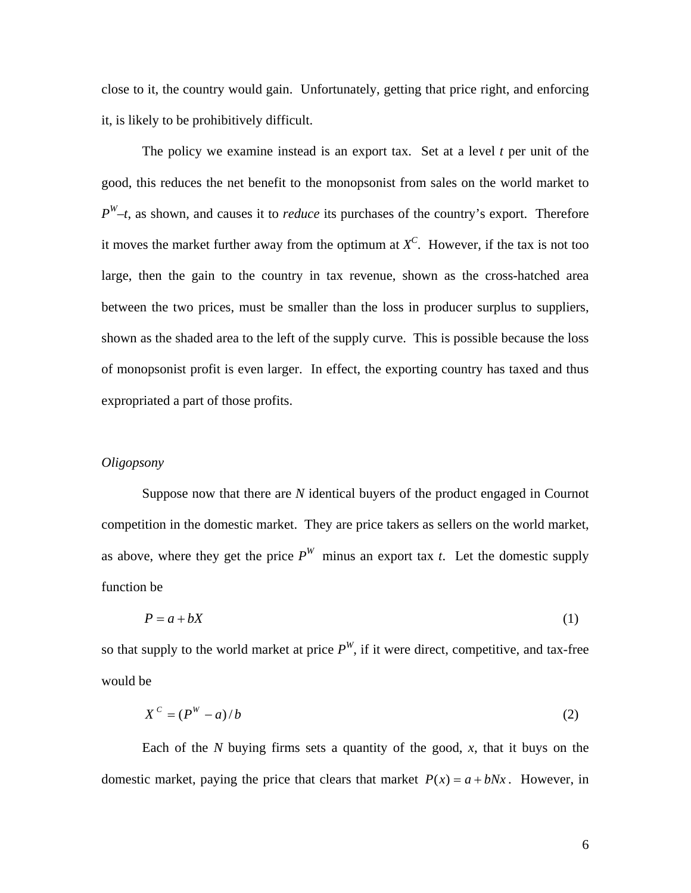close to it, the country would gain. Unfortunately, getting that price right, and enforcing it, is likely to be prohibitively difficult.

The policy we examine instead is an export tax. Set at a level $t$ per unit of the good, this reduces the net benefit to the monopsonist from sales on the world market to $P^W$–$t$, as shown, and causes it to *reduce* its purchases of the country's export. Therefore it moves the market further away from the optimum at $X^C$. However, if the tax is not too large, then the gain to the country in tax revenue, shown as the cross-hatched area between the two prices, must be smaller than the loss in producer surplus to suppliers, shown as the shaded area to the left of the supply curve. This is possible because the loss of monopsonist profit is even larger. In effect, the exporting country has taxed and thus expropriated a part of those profits.

*Oligopsony*

Suppose now that there are $N$ identical buyers of the product engaged in Cournot competition in the domestic market. They are price takers as sellers on the world market, as above, where they get the price $P^W$ minus an export tax $t$. Let the domestic supply function be

$$P = a + bX \tag{1}$$

so that supply to the world market at price $P^W$, if it were direct, competitive, and tax-free would be

$$X^C = (P^W - a)/b \tag{2}$$

Each of the $N$ buying firms sets a quantity of the good, $x$, that it buys on the domestic market, paying the price that clears that market $P(x) = a + bNx$. However, in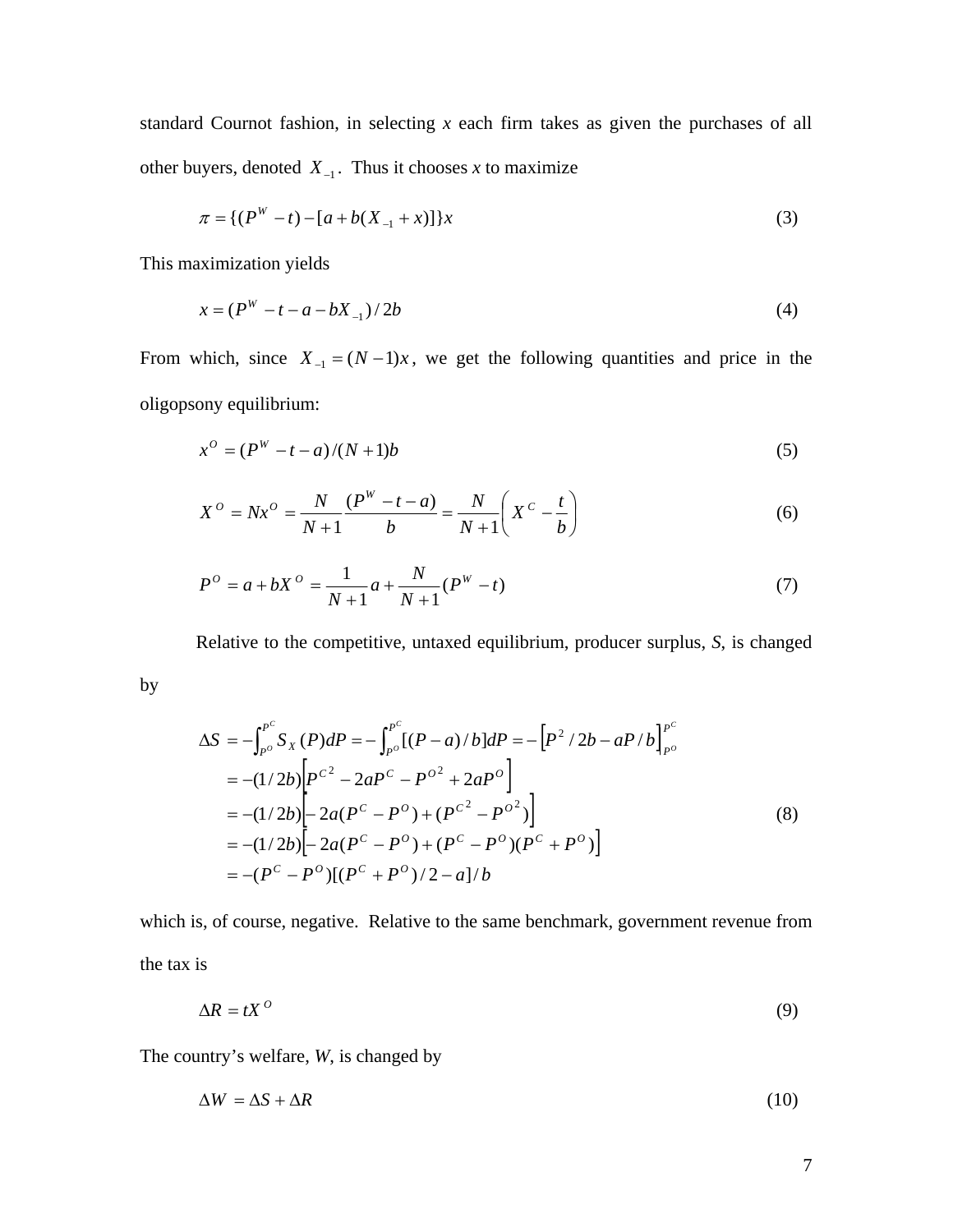standard Cournot fashion, in selecting $x$ each firm takes as given the purchases of all other buyers, denoted $X_{-1}$. Thus it chooses $x$ to maximize

$$\pi = \{(P^W - t) - [a + b(X_{-1} + x)]\}x \tag{3}$$

This maximization yields

$$x = (P^W - t - a - bX_{-1})/2b \tag{4}$$

From which, since $X_{-1} = (N-1)x$, we get the following quantities and price in the oligopsony equilibrium:

$$x^O = (P^W - t - a)/(N+1)b \tag{5}$$

$$X^O = Nx^O = \frac{N}{N+1}\frac{(P^W - t - a)}{b} = \frac{N}{N+1}\left(X^C - \frac{t}{b}\right) \tag{6}$$

$$P^O = a + bX^O = \frac{1}{N+1}a + \frac{N}{N+1}(P^W - t) \tag{7}$$

Relative to the competitive, untaxed equilibrium, producer surplus, $S$, is changed by

$$\begin{aligned}
\Delta S &= -\int_{P^O}^{P^C} S_X(P)dP = -\int_{P^O}^{P^C}[(P-a)/b]dP = -\left[P^2/2b - aP/b\right]_{P^O}^{P^C} \\
&= -(1/2b)\left[P^{C^2} - 2aP^C - P^{O^2} + 2aP^O\right] \\
&= -(1/2b)\left[-2a(P^C - P^O) + (P^{C^2} - P^{O^2})\right] \\
&= -(1/2b)\left[-2a(P^C - P^O) + (P^C - P^O)(P^C + P^O)\right] \\
&= -(P^C - P^O)[(P^C + P^O)/2 - a]/b
\end{aligned} \tag{8}$$

which is, of course, negative. Relative to the same benchmark, government revenue from the tax is

$$\Delta R = tX^O \tag{9}$$

The country's welfare, $W$, is changed by

$$\Delta W = \Delta S + \Delta R \tag{10}$$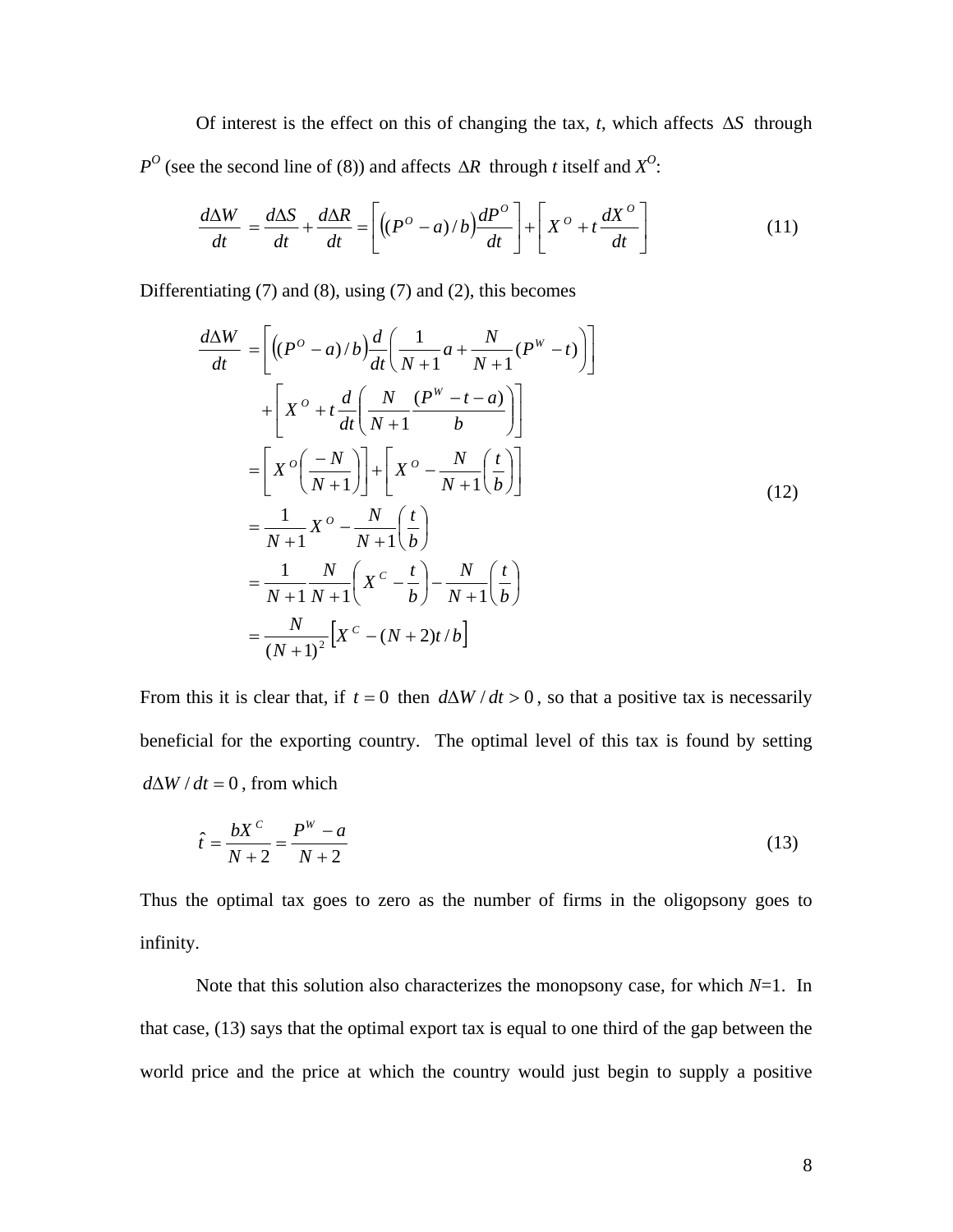Of interest is the effect on this of changing the tax, *t*, which affects $\Delta S$ through $P^O$ (see the second line of (8)) and affects $\Delta R$ through *t* itself and $X^O$:

$$\frac{d\Delta W}{dt} = \frac{d\Delta S}{dt} + \frac{d\Delta R}{dt} = \left[ \left( (P^O - a)/b \right) \frac{dP^O}{dt} \right] + \left[ X^O + t \frac{dX^O}{dt} \right] \tag{11}$$

Differentiating (7) and (8), using (7) and (2), this becomes

$$\begin{aligned}
\frac{d\Delta W}{dt} &= \left[ \left( (P^O - a)/b \right) \frac{d}{dt} \left( \frac{1}{N+1} a + \frac{N}{N+1} (P^W - t) \right) \right] \\
&\quad + \left[ X^O + t \frac{d}{dt} \left( \frac{N}{N+1} \frac{(P^W - t - a)}{b} \right) \right] \\
&= \left[ X^O \left( \frac{-N}{N+1} \right) \right] + \left[ X^O - \frac{N}{N+1} \left( \frac{t}{b} \right) \right] \\
&= \frac{1}{N+1} X^O - \frac{N}{N+1} \left( \frac{t}{b} \right) \\
&= \frac{1}{N+1} \frac{N}{N+1} \left( X^C - \frac{t}{b} \right) - \frac{N}{N+1} \left( \frac{t}{b} \right) \\
&= \frac{N}{(N+1)^2} \left[ X^C - (N+2)t/b \right]
\end{aligned} \tag{12}$$

From this it is clear that, if $t = 0$ then $d\Delta W / dt > 0$, so that a positive tax is necessarily beneficial for the exporting country. The optimal level of this tax is found by setting $d\Delta W / dt = 0$, from which

$$\hat{t} = \frac{bX^C}{N+2} = \frac{P^W - a}{N+2} \tag{13}$$

Thus the optimal tax goes to zero as the number of firms in the oligopsony goes to infinity.

Note that this solution also characterizes the monopsony case, for which *N*=1. In that case, (13) says that the optimal export tax is equal to one third of the gap between the world price and the price at which the country would just begin to supply a positive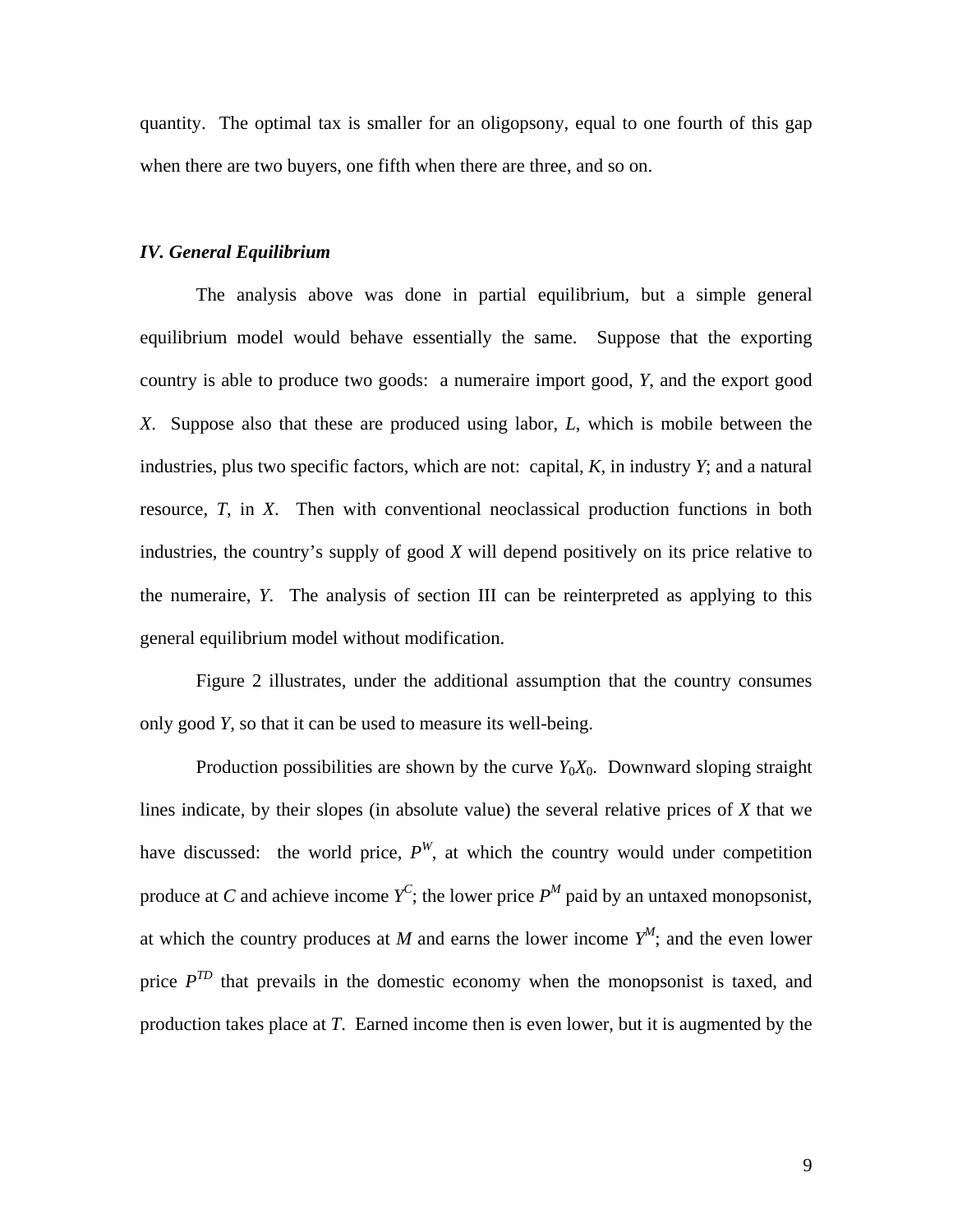quantity. The optimal tax is smaller for an oligopsony, equal to one fourth of this gap when there are two buyers, one fifth when there are three, and so on.

### *IV. General Equilibrium*

The analysis above was done in partial equilibrium, but a simple general equilibrium model would behave essentially the same. Suppose that the exporting country is able to produce two goods: a numeraire import good, $Y$, and the export good $X$. Suppose also that these are produced using labor, $L$, which is mobile between the industries, plus two specific factors, which are not: capital, $K$, in industry $Y$; and a natural resource, $T$, in $X$. Then with conventional neoclassical production functions in both industries, the country's supply of good $X$ will depend positively on its price relative to the numeraire, $Y$. The analysis of section III can be reinterpreted as applying to this general equilibrium model without modification.

Figure 2 illustrates, under the additional assumption that the country consumes only good $Y$, so that it can be used to measure its well-being.

Production possibilities are shown by the curve $Y_0X_0$. Downward sloping straight lines indicate, by their slopes (in absolute value) the several relative prices of $X$ that we have discussed: the world price, $P^W$, at which the country would under competition produce at $C$ and achieve income $Y^C$; the lower price $P^M$ paid by an untaxed monopsonist, at which the country produces at $M$ and earns the lower income $Y^M$; and the even lower price $P^{TD}$ that prevails in the domestic economy when the monopsonist is taxed, and production takes place at $T$. Earned income then is even lower, but it is augmented by the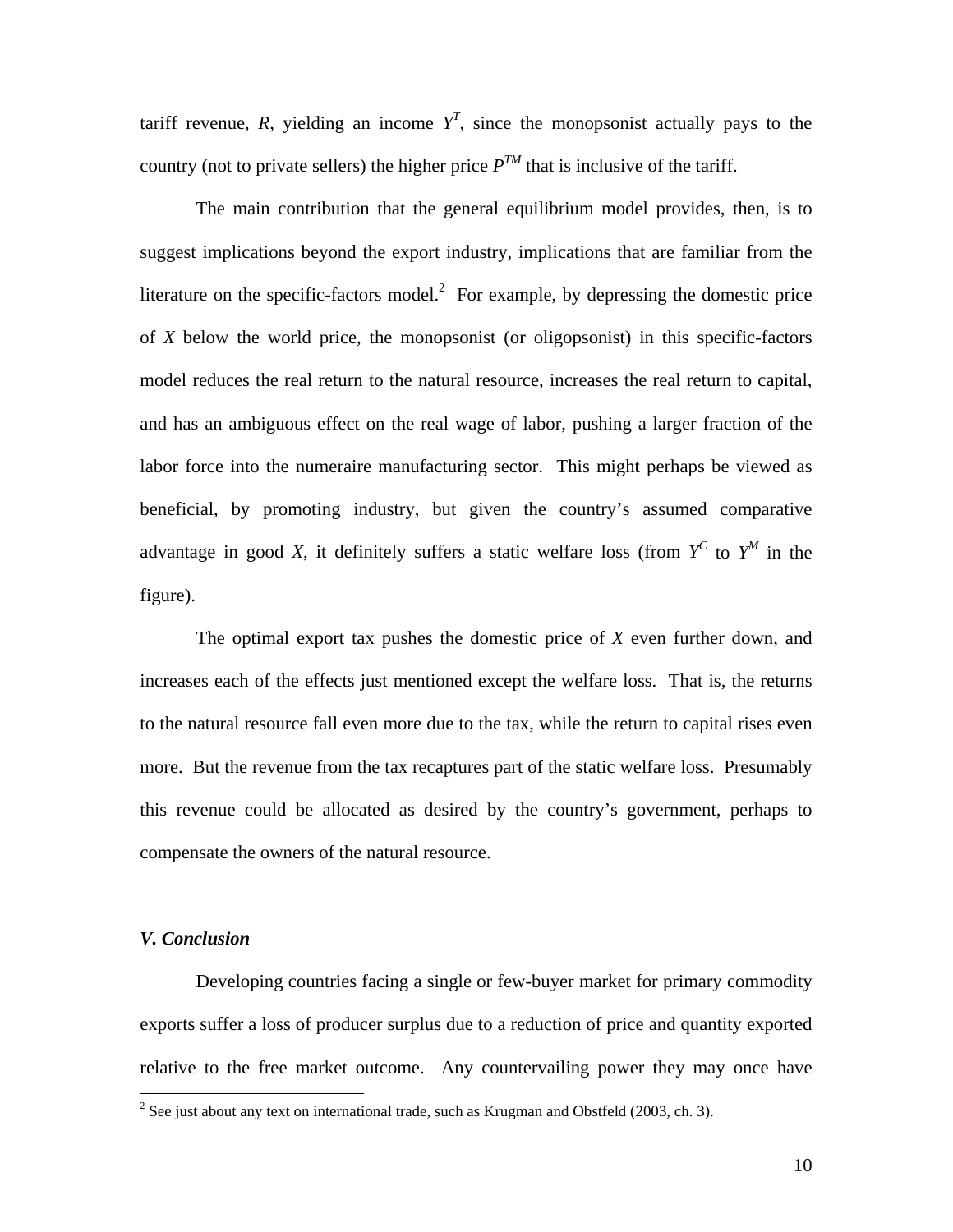tariff revenue, $R$, yielding an income $Y^T$, since the monopsonist actually pays to the country (not to private sellers) the higher price $P^{TM}$ that is inclusive of the tariff.

The main contribution that the general equilibrium model provides, then, is to suggest implications beyond the export industry, implications that are familiar from the literature on the specific-factors model.[2] For example, by depressing the domestic price of $X$ below the world price, the monopsonist (or oligopsonist) in this specific-factors model reduces the real return to the natural resource, increases the real return to capital, and has an ambiguous effect on the real wage of labor, pushing a larger fraction of the labor force into the numeraire manufacturing sector. This might perhaps be viewed as beneficial, by promoting industry, but given the country's assumed comparative advantage in good $X$, it definitely suffers a static welfare loss (from $Y^C$ to $Y^M$ in the figure).

The optimal export tax pushes the domestic price of $X$ even further down, and increases each of the effects just mentioned except the welfare loss. That is, the returns to the natural resource fall even more due to the tax, while the return to capital rises even more. But the revenue from the tax recaptures part of the static welfare loss. Presumably this revenue could be allocated as desired by the country's government, perhaps to compensate the owners of the natural resource.

### *V. Conclusion*

Developing countries facing a single or few-buyer market for primary commodity exports suffer a loss of producer surplus due to a reduction of price and quantity exported relative to the free market outcome. Any countervailing power they may once have

[2] See just about any text on international trade, such as Krugman and Obstfeld (2003, ch. 3).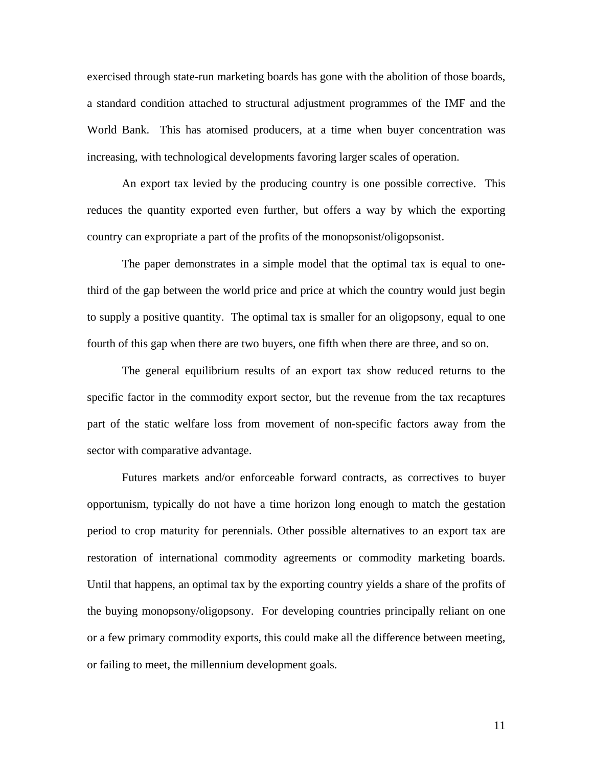exercised through state-run marketing boards has gone with the abolition of those boards, a standard condition attached to structural adjustment programmes of the IMF and the World Bank. This has atomised producers, at a time when buyer concentration was increasing, with technological developments favoring larger scales of operation.

An export tax levied by the producing country is one possible corrective. This reduces the quantity exported even further, but offers a way by which the exporting country can expropriate a part of the profits of the monopsonist/oligopsonist.

The paper demonstrates in a simple model that the optimal tax is equal to one-third of the gap between the world price and price at which the country would just begin to supply a positive quantity. The optimal tax is smaller for an oligopsony, equal to one fourth of this gap when there are two buyers, one fifth when there are three, and so on.

The general equilibrium results of an export tax show reduced returns to the specific factor in the commodity export sector, but the revenue from the tax recaptures part of the static welfare loss from movement of non-specific factors away from the sector with comparative advantage.

Futures markets and/or enforceable forward contracts, as correctives to buyer opportunism, typically do not have a time horizon long enough to match the gestation period to crop maturity for perennials. Other possible alternatives to an export tax are restoration of international commodity agreements or commodity marketing boards. Until that happens, an optimal tax by the exporting country yields a share of the profits of the buying monopsony/oligopsony. For developing countries principally reliant on one or a few primary commodity exports, this could make all the difference between meeting, or failing to meet, the millennium development goals.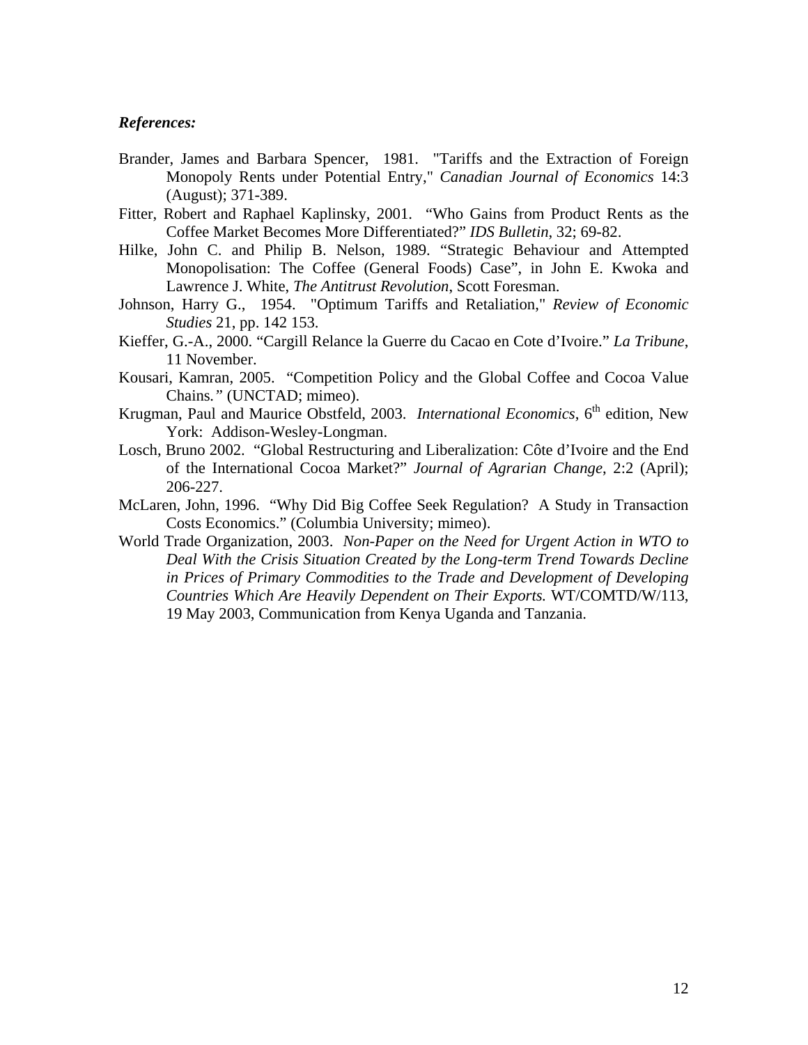***References:***

Brander, James and Barbara Spencer, 1981. "Tariffs and the Extraction of Foreign Monopoly Rents under Potential Entry," *Canadian Journal of Economics* 14:3 (August); 371-389.

Fitter, Robert and Raphael Kaplinsky, 2001. "Who Gains from Product Rents as the Coffee Market Becomes More Differentiated?" *IDS Bulletin*, 32; 69-82.

Hilke, John C. and Philip B. Nelson, 1989. "Strategic Behaviour and Attempted Monopolisation: The Coffee (General Foods) Case", in John E. Kwoka and Lawrence J. White, *The Antitrust Revolution*, Scott Foresman.

Johnson, Harry G., 1954. "Optimum Tariffs and Retaliation," *Review of Economic Studies* 21, pp. 142 153.

Kieffer, G.-A., 2000. "Cargill Relance la Guerre du Cacao en Cote d'Ivoire." *La Tribune*, 11 November.

Kousari, Kamran, 2005. "Competition Policy and the Global Coffee and Cocoa Value Chains." (UNCTAD; mimeo).

Krugman, Paul and Maurice Obstfeld, 2003. *International Economics*, 6th edition, New York: Addison-Wesley-Longman.

Losch, Bruno 2002. "Global Restructuring and Liberalization: Côte d'Ivoire and the End of the International Cocoa Market?" *Journal of Agrarian Change*, 2:2 (April); 206-227.

McLaren, John, 1996. "Why Did Big Coffee Seek Regulation? A Study in Transaction Costs Economics." (Columbia University; mimeo).

World Trade Organization, 2003. *Non-Paper on the Need for Urgent Action in WTO to Deal With the Crisis Situation Created by the Long-term Trend Towards Decline in Prices of Primary Commodities to the Trade and Development of Developing Countries Which Are Heavily Dependent on Their Exports.* WT/COMTD/W/113, 19 May 2003, Communication from Kenya Uganda and Tanzania.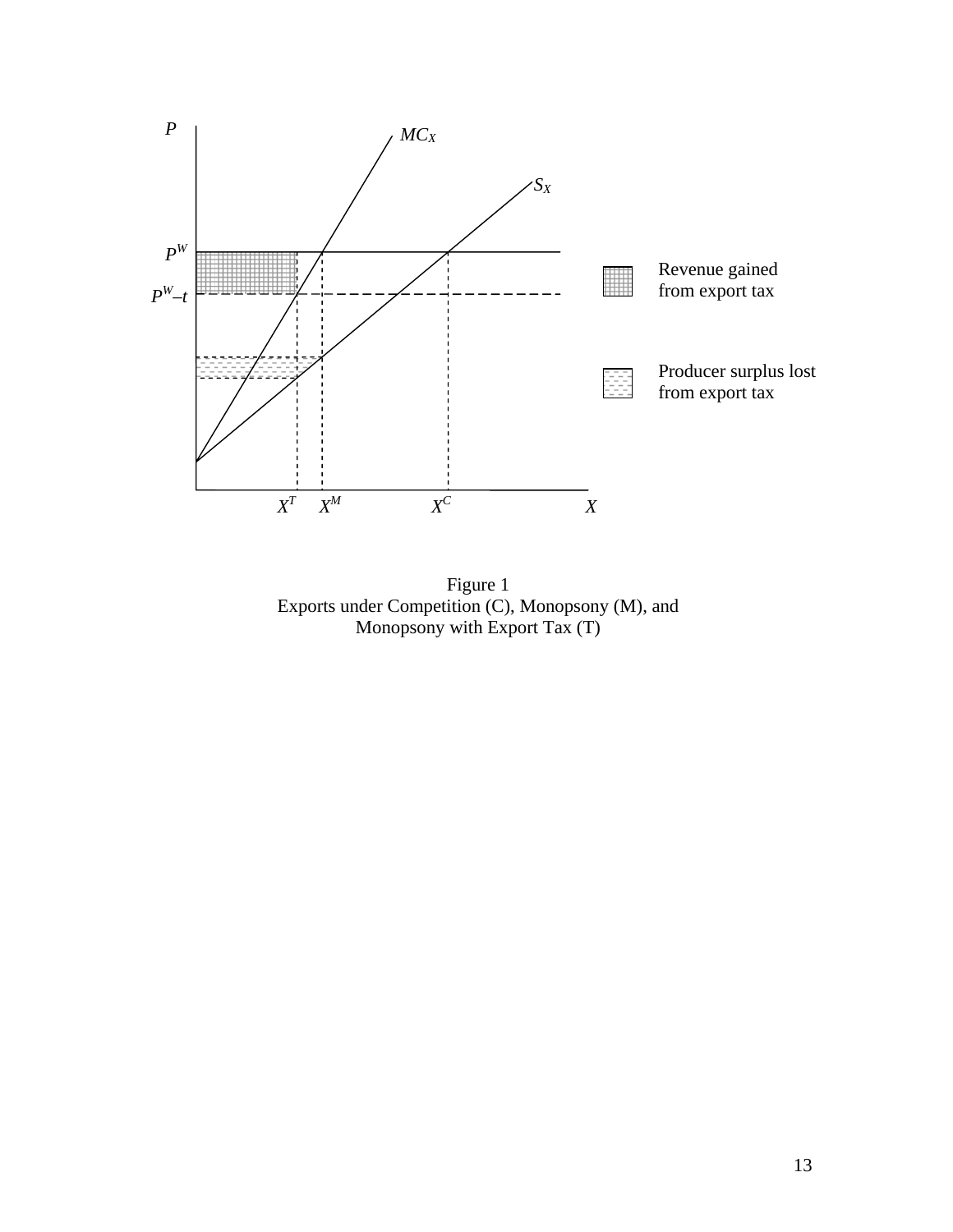Figure 1
Exports under Competition (C), Monopsony (M), and
Monopsony with Export Tax (T)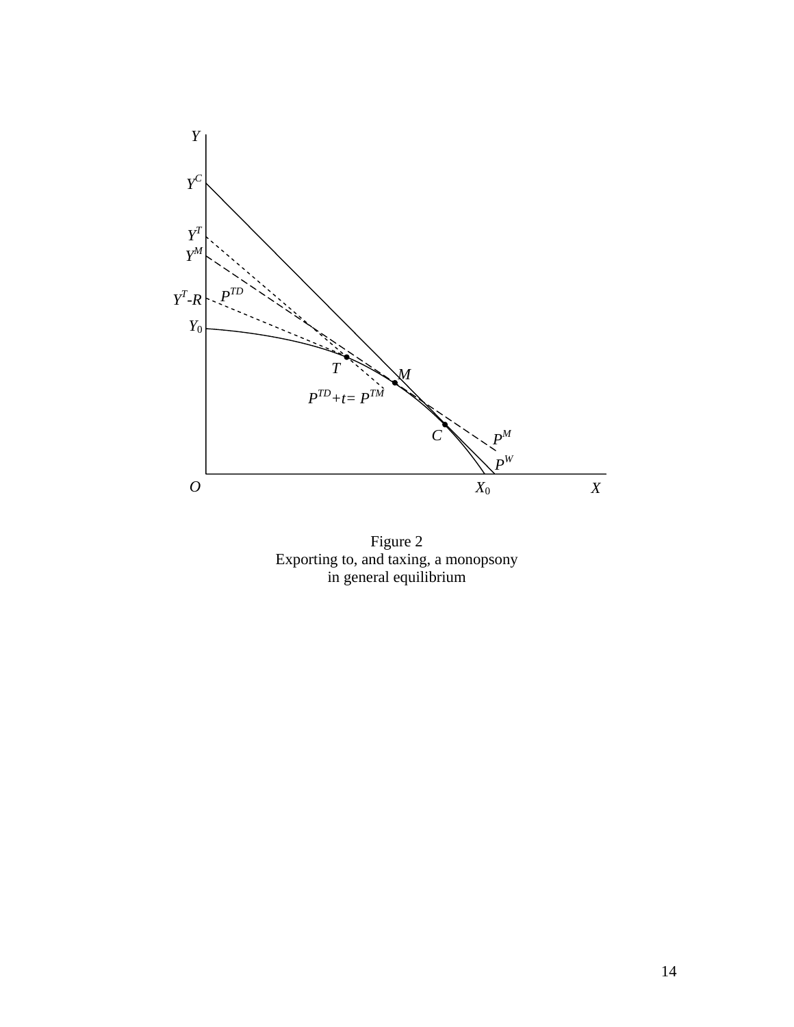$Y$

$Y^C$

$Y^T$

$Y^M$

$Y^T$-$R$

$P^{TD}$

$Y_0$

$T$

$M$

$P^{TD}+t= P^{TM}$

$C$

$P^M$

$P^W$

$O$

$X_0$

$X$

Figure 2
Exporting to, and taxing, a monopsony
in general equilibrium